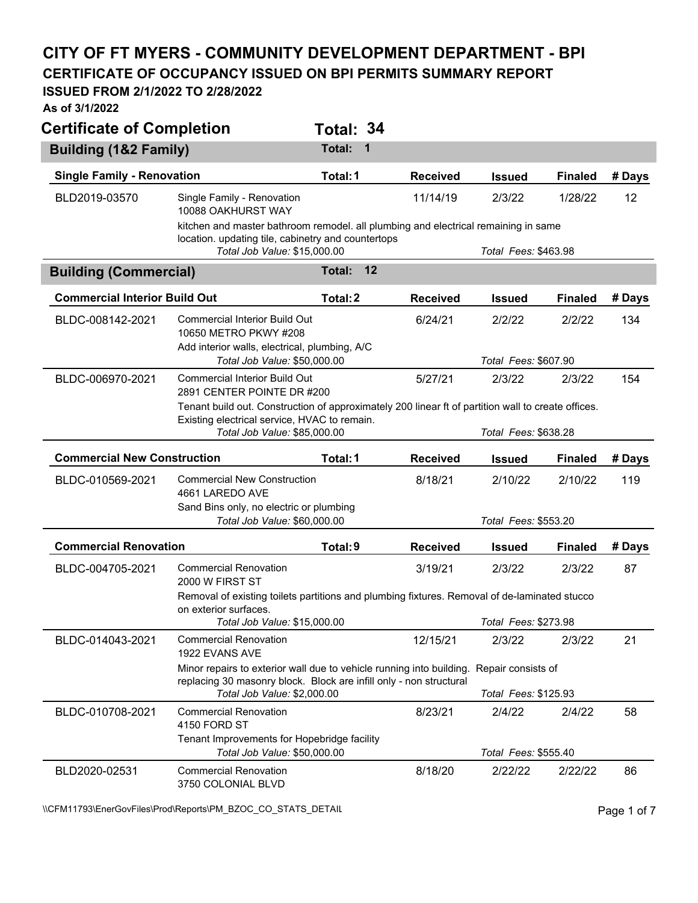# CITY OF FT MYERS - COMMUNITY DEVELOPMENT DEPARTMENT - BPI

## CERTIFICATE OF OCCUPANCY ISSUED ON BPI PERMITS SUMMARY REPORT

### ISSUED FROM 2/1/2022 TO 2/28/2022

**As of 3/1/2022**

## Certificate of Completion — Total: 34

### Building (1&2 Family) — Total: 1

| Single Family - Renovation | Total: 1 | Received | Issued | Finaled | # Days |
|---|---|---|---|---|---|
| BLD2019-03570 | Single Family - Renovation<br>10088 OAKHURST WAY<br>kitchen and master bathroom remodel. all plumbing and electrical remaining in same location. updating tile, cabinetry and countertops<br>*Total Job Value:* $15,000.00 — *Total Fees:* $463.98 | 11/14/19 | 2/3/22 | 1/28/22 | 12 |

### Building (Commercial) — Total: 12

| Commercial Interior Build Out | Total: 2 | Received | Issued | Finaled | # Days |
|---|---|---|---|---|---|
| BLDC-008142-2021 | Commercial Interior Build Out<br>10650 METRO PKWY #208<br>Add interior walls, electrical, plumbing, A/C<br>*Total Job Value:* $50,000.00 — *Total Fees:* $607.90 | 6/24/21 | 2/2/22 | 2/2/22 | 134 |
| BLDC-006970-2021 | Commercial Interior Build Out<br>2891 CENTER POINTE DR #200<br>Tenant build out. Construction of approximately 200 linear ft of partition wall to create offices. Existing electrical service, HVAC to remain.<br>*Total Job Value:* $85,000.00 — *Total Fees:* $638.28 | 5/27/21 | 2/3/22 | 2/3/22 | 154 |

| Commercial New Construction | Total: 1 | Received | Issued | Finaled | # Days |
|---|---|---|---|---|---|
| BLDC-010569-2021 | Commercial New Construction<br>4661 LAREDO AVE<br>Sand Bins only, no electric or plumbing<br>*Total Job Value:* $60,000.00 — *Total Fees:* $553.20 | 8/18/21 | 2/10/22 | 2/10/22 | 119 |

| Commercial Renovation | Total: 9 | Received | Issued | Finaled | # Days |
|---|---|---|---|---|---|
| BLDC-004705-2021 | Commercial Renovation<br>2000 W FIRST ST<br>Removal of existing toilets partitions and plumbing fixtures. Removal of de-laminated stucco on exterior surfaces.<br>*Total Job Value:* $15,000.00 — *Total Fees:* $273.98 | 3/19/21 | 2/3/22 | 2/3/22 | 87 |
| BLDC-014043-2021 | Commercial Renovation<br>1922 EVANS AVE<br>Minor repairs to exterior wall due to vehicle running into building. Repair consists of replacing 30 masonry block. Block are infill only - non structural<br>*Total Job Value:* $2,000.00 — *Total Fees:* $125.93 | 12/15/21 | 2/3/22 | 2/3/22 | 21 |
| BLDC-010708-2021 | Commercial Renovation<br>4150 FORD ST<br>Tenant Improvements for Hopebridge facility<br>*Total Job Value:* $50,000.00 — *Total Fees:* $555.40 | 8/23/21 | 2/4/22 | 2/4/22 | 58 |
| BLD2020-02531 | Commercial Renovation<br>3750 COLONIAL BLVD | 8/18/20 | 2/22/22 | 2/22/22 | 86 |

\\CFM11793\EnerGovFiles\Prod\Reports\PM_BZOC_CO_STATS_DETAIL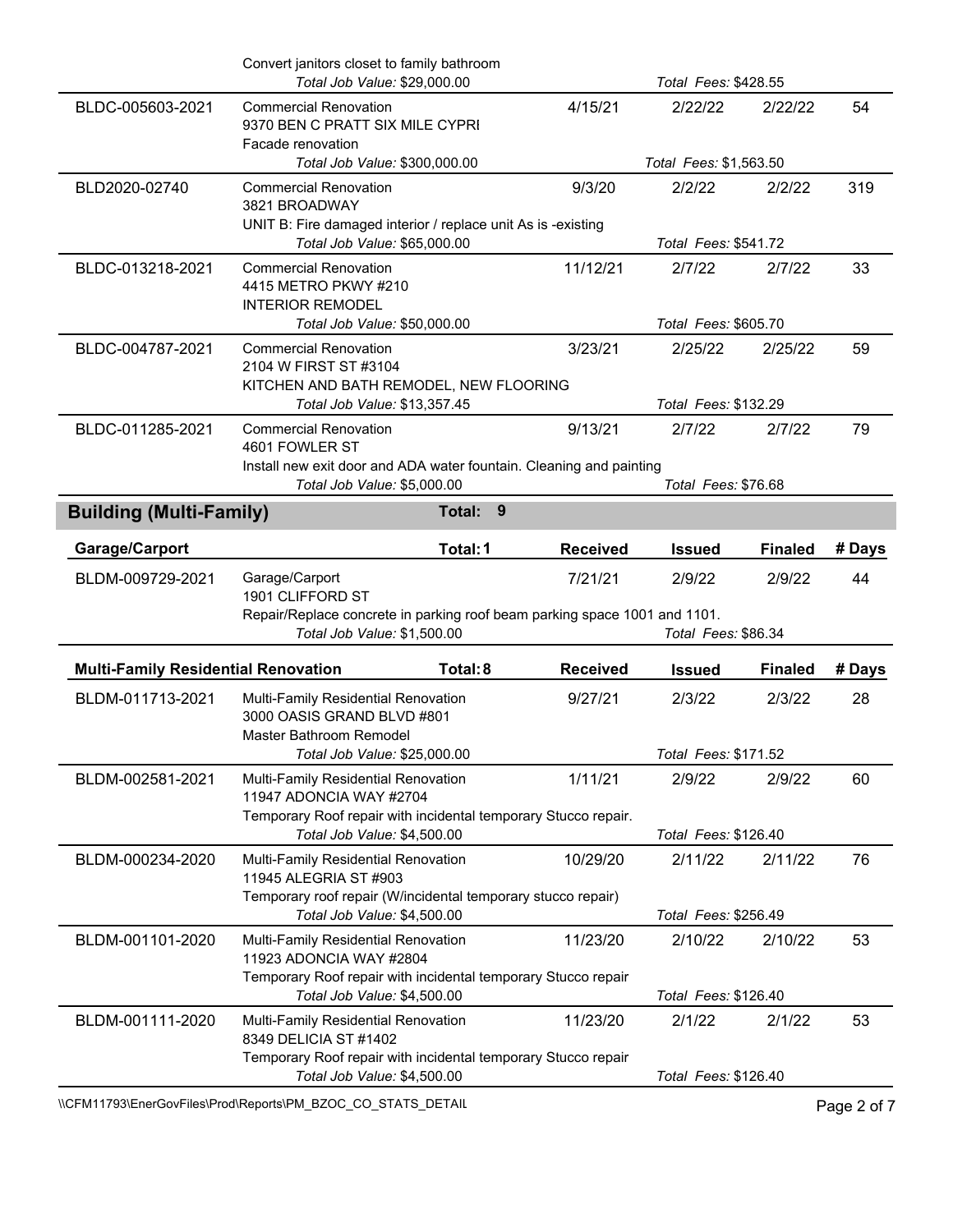| | | | | | | |
|---|---|---|---|---|---|---|
| | Convert janitors closet to family bathroom<br>*Total Job Value: $29,000.00* | | | *Total Fees: $428.55* | | |
| BLDC-005603-2021 | Commercial Renovation<br>9370 BEN C PRATT SIX MILE CYPRI<br>Facade renovation<br>*Total Job Value: $300,000.00* | 4/15/21 | 2/22/22<br>*Total Fees: $1,563.50* | 2/22/22 | 54 |
| BLD2020-02740 | Commercial Renovation<br>3821 BROADWAY<br>UNIT B: Fire damaged interior / replace unit As is -existing<br>*Total Job Value: $65,000.00* | 9/3/20 | 2/2/22<br>*Total Fees: $541.72* | 2/2/22 | 319 |
| BLDC-013218-2021 | Commercial Renovation<br>4415 METRO PKWY #210<br>INTERIOR REMODEL<br>*Total Job Value: $50,000.00* | 11/12/21 | 2/7/22<br>*Total Fees: $605.70* | 2/7/22 | 33 |
| BLDC-004787-2021 | Commercial Renovation<br>2104 W FIRST ST #3104<br>KITCHEN AND BATH REMODEL, NEW FLOORING<br>*Total Job Value: $13,357.45* | 3/23/21 | 2/25/22<br>*Total Fees: $132.29* | 2/25/22 | 59 |
| BLDC-011285-2021 | Commercial Renovation<br>4601 FOWLER ST<br>Install new exit door and ADA water fountain. Cleaning and painting<br>*Total Job Value: $5,000.00* | 9/13/21 | 2/7/22<br>*Total Fees: $76.68* | 2/7/22 | 79 |

## Building (Multi-Family) — Total: 9

| Garage/Carport | Total: 1 | Received | Issued | Finaled | # Days |
|---|---|---|---|---|---|
| BLDM-009729-2021 | Garage/Carport<br>1901 CLIFFORD ST<br>Repair/Replace concrete in parking roof beam parking space 1001 and 1101.<br>*Total Job Value: $1,500.00* | 7/21/21 | 2/9/22<br>*Total Fees: $86.34* | 2/9/22 | 44 |

| Multi-Family Residential Renovation | Total: 8 | Received | Issued | Finaled | # Days |
|---|---|---|---|---|---|
| BLDM-011713-2021 | Multi-Family Residential Renovation<br>3000 OASIS GRAND BLVD #801<br>Master Bathroom Remodel<br>*Total Job Value: $25,000.00* | 9/27/21 | 2/3/22<br>*Total Fees: $171.52* | 2/3/22 | 28 |
| BLDM-002581-2021 | Multi-Family Residential Renovation<br>11947 ADONCIA WAY #2704<br>Temporary Roof repair with incidental temporary Stucco repair.<br>*Total Job Value: $4,500.00* | 1/11/21 | 2/9/22<br>*Total Fees: $126.40* | 2/9/22 | 60 |
| BLDM-000234-2020 | Multi-Family Residential Renovation<br>11945 ALEGRIA ST #903<br>Temporary roof repair (W/incidental temporary stucco repair)<br>*Total Job Value: $4,500.00* | 10/29/20 | 2/11/22<br>*Total Fees: $256.49* | 2/11/22 | 76 |
| BLDM-001101-2020 | Multi-Family Residential Renovation<br>11923 ADONCIA WAY #2804<br>Temporary Roof repair with incidental temporary Stucco repair<br>*Total Job Value: $4,500.00* | 11/23/20 | 2/10/22<br>*Total Fees: $126.40* | 2/10/22 | 53 |
| BLDM-001111-2020 | Multi-Family Residential Renovation<br>8349 DELICIA ST #1402<br>Temporary Roof repair with incidental temporary Stucco repair<br>*Total Job Value: $4,500.00* | 11/23/20 | 2/1/22<br>*Total Fees: $126.40* | 2/1/22 | 53 |

\\CFM11793\EnerGovFiles\Prod\Reports\PM_BZOC_CO_STATS_DETAIL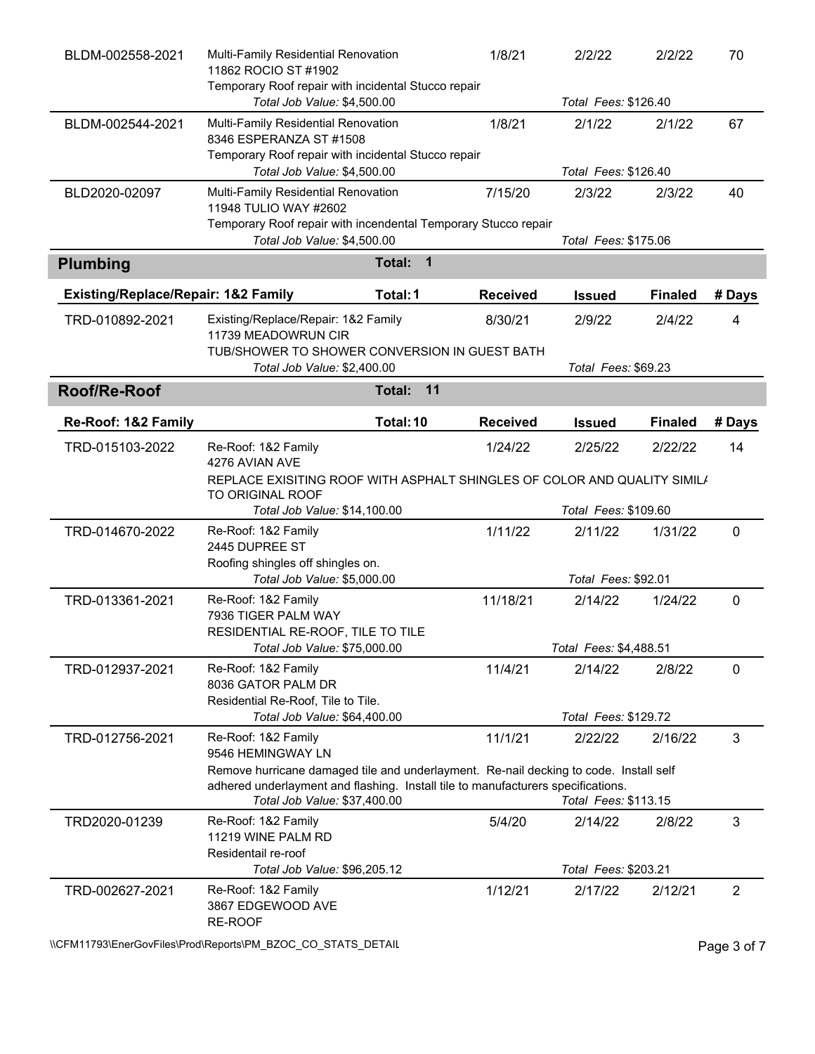| Permit | Description | Received | Issued | Finaled | # Days |
|---|---|---|---|---|---|
| BLDM-002558-2021 | Multi-Family Residential Renovation<br>11862 ROCIO ST #1902<br>Temporary Roof repair with incidental Stucco repair<br>*Total Job Value:* $4,500.00 | 1/8/21 | 2/2/22<br>*Total Fees:* $126.40 | 2/2/22 | 70 |
| BLDM-002544-2021 | Multi-Family Residential Renovation<br>8346 ESPERANZA ST #1508<br>Temporary Roof repair with incidental Stucco repair<br>*Total Job Value:* $4,500.00 | 1/8/21 | 2/1/22<br>*Total Fees:* $126.40 | 2/1/22 | 67 |
| BLD2020-02097 | Multi-Family Residential Renovation<br>11948 TULIO WAY #2602<br>Temporary Roof repair with incendental Temporary Stucco repair<br>*Total Job Value:* $4,500.00 | 7/15/20 | 2/3/22<br>*Total Fees:* $175.06 | 2/3/22 | 40 |

## Plumbing — Total: 1

| Existing/Replace/Repair: 1&2 Family — Total: 1 | | Received | Issued | Finaled | # Days |
|---|---|---|---|---|---|
| TRD-010892-2021 | Existing/Replace/Repair: 1&2 Family<br>11739 MEADOWRUN CIR<br>TUB/SHOWER TO SHOWER CONVERSION IN GUEST BATH<br>*Total Job Value:* $2,400.00 | 8/30/21 | 2/9/22<br>*Total Fees:* $69.23 | 2/4/22 | 4 |

## Roof/Re-Roof — Total: 11

| Re-Roof: 1&2 Family — Total: 10 | | Received | Issued | Finaled | # Days |
|---|---|---|---|---|---|
| TRD-015103-2022 | Re-Roof: 1&2 Family<br>4276 AVIAN AVE<br>REPLACE EXISITING ROOF WITH ASPHALT SHINGLES OF COLOR AND QUALITY SIMIL/ TO ORIGINAL ROOF<br>*Total Job Value:* $14,100.00 | 1/24/22 | 2/25/22<br>*Total Fees:* $109.60 | 2/22/22 | 14 |
| TRD-014670-2022 | Re-Roof: 1&2 Family<br>2445 DUPREE ST<br>Roofing shingles off shingles on.<br>*Total Job Value:* $5,000.00 | 1/11/22 | 2/11/22<br>*Total Fees:* $92.01 | 1/31/22 | 0 |
| TRD-013361-2021 | Re-Roof: 1&2 Family<br>7936 TIGER PALM WAY<br>RESIDENTIAL RE-ROOF, TILE TO TILE<br>*Total Job Value:* $75,000.00 | 11/18/21 | 2/14/22<br>*Total Fees:* $4,488.51 | 1/24/22 | 0 |
| TRD-012937-2021 | Re-Roof: 1&2 Family<br>8036 GATOR PALM DR<br>Residential Re-Roof, Tile to Tile.<br>*Total Job Value:* $64,400.00 | 11/4/21 | 2/14/22<br>*Total Fees:* $129.72 | 2/8/22 | 0 |
| TRD-012756-2021 | Re-Roof: 1&2 Family<br>9546 HEMINGWAY LN<br>Remove hurricane damaged tile and underlayment. Re-nail decking to code. Install self adhered underlayment and flashing. Install tile to manufacturers specifications.<br>*Total Job Value:* $37,400.00 | 11/1/21 | 2/22/22<br>*Total Fees:* $113.15 | 2/16/22 | 3 |
| TRD2020-01239 | Re-Roof: 1&2 Family<br>11219 WINE PALM RD<br>Residentail re-roof<br>*Total Job Value:* $96,205.12 | 5/4/20 | 2/14/22<br>*Total Fees:* $203.21 | 2/8/22 | 3 |
| TRD-002627-2021 | Re-Roof: 1&2 Family<br>3867 EDGEWOOD AVE<br>RE-ROOF | 1/12/21 | 2/17/22 | 2/12/21 | 2 |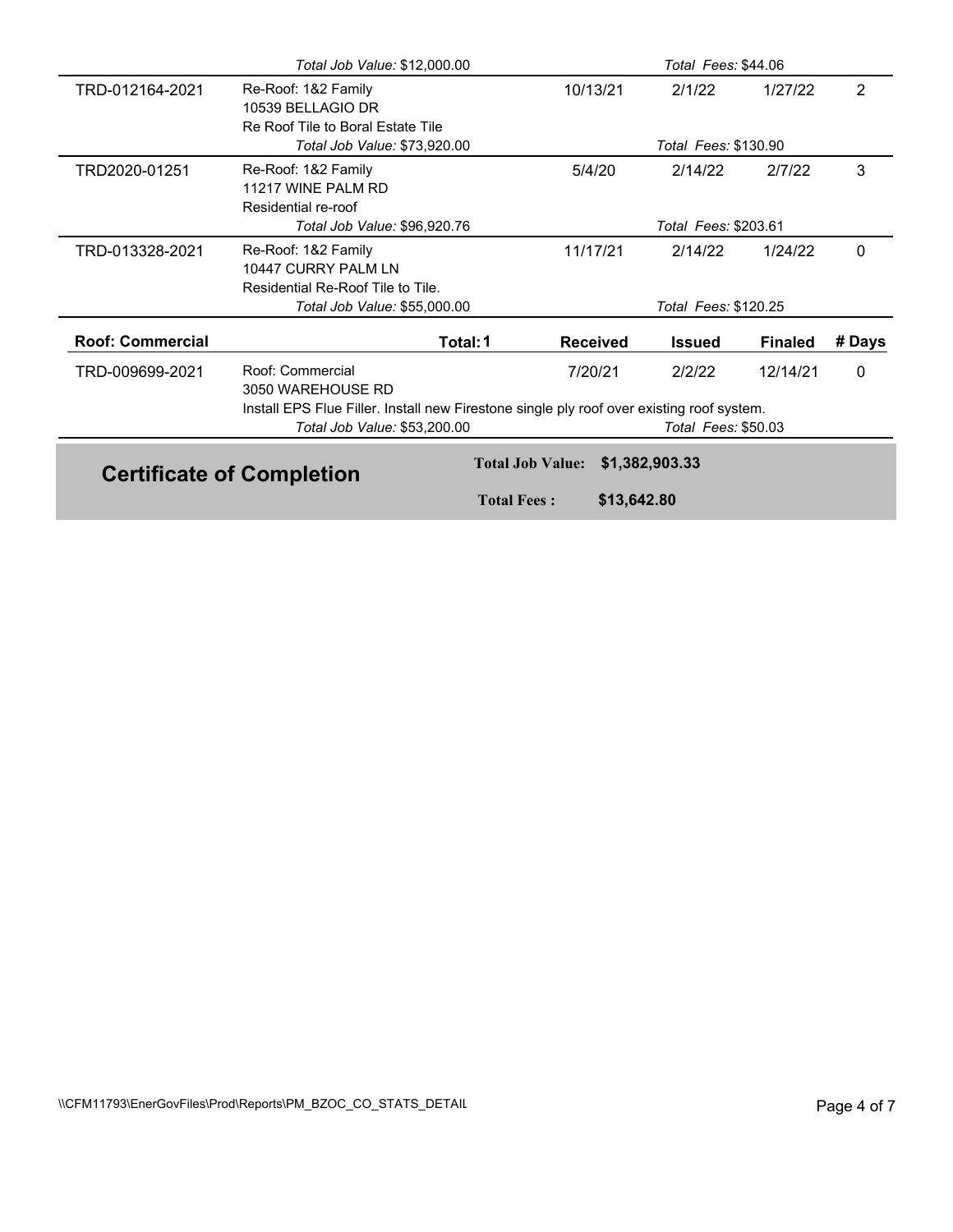| | Total Job Value: $12,000.00 | | Total Fees: $44.06 | | |
|---|---|---|---|---|---|
| TRD-012164-2021 | Re-Roof: 1&2 Family<br>10539 BELLAGIO DR<br>Re Roof Tile to Boral Estate Tile | 10/13/21 | 2/1/22 | 1/27/22 | 2 |
| | Total Job Value: $73,920.00 | | Total Fees: $130.90 | | |
| TRD2020-01251 | Re-Roof: 1&2 Family<br>11217 WINE PALM RD<br>Residential re-roof | 5/4/20 | 2/14/22 | 2/7/22 | 3 |
| | Total Job Value: $96,920.76 | | Total Fees: $203.61 | | |
| TRD-013328-2021 | Re-Roof: 1&2 Family<br>10447 CURRY PALM LN<br>Residential Re-Roof Tile to Tile. | 11/17/21 | 2/14/22 | 1/24/22 | 0 |
| | Total Job Value: $55,000.00 | | Total Fees: $120.25 | | |

| Roof: Commercial | Total: 1 | Received | Issued | Finaled | # Days |
|---|---|---|---|---|---|
| TRD-009699-2021 | Roof: Commercial<br>3050 WAREHOUSE RD<br>Install EPS Flue Filler. Install new Firestone single ply roof over existing roof system. | 7/20/21 | 2/2/22 | 12/14/21 | 0 |
| | Total Job Value: $53,200.00 | | Total Fees: $50.03 | | |

**Certificate of Completion**

**Total Job Value: $1,382,903.33**

**Total Fees : $13,642.80**

\\CFM11793\EnerGovFiles\Prod\Reports\PM_BZOC_CO_STATS_DETAIL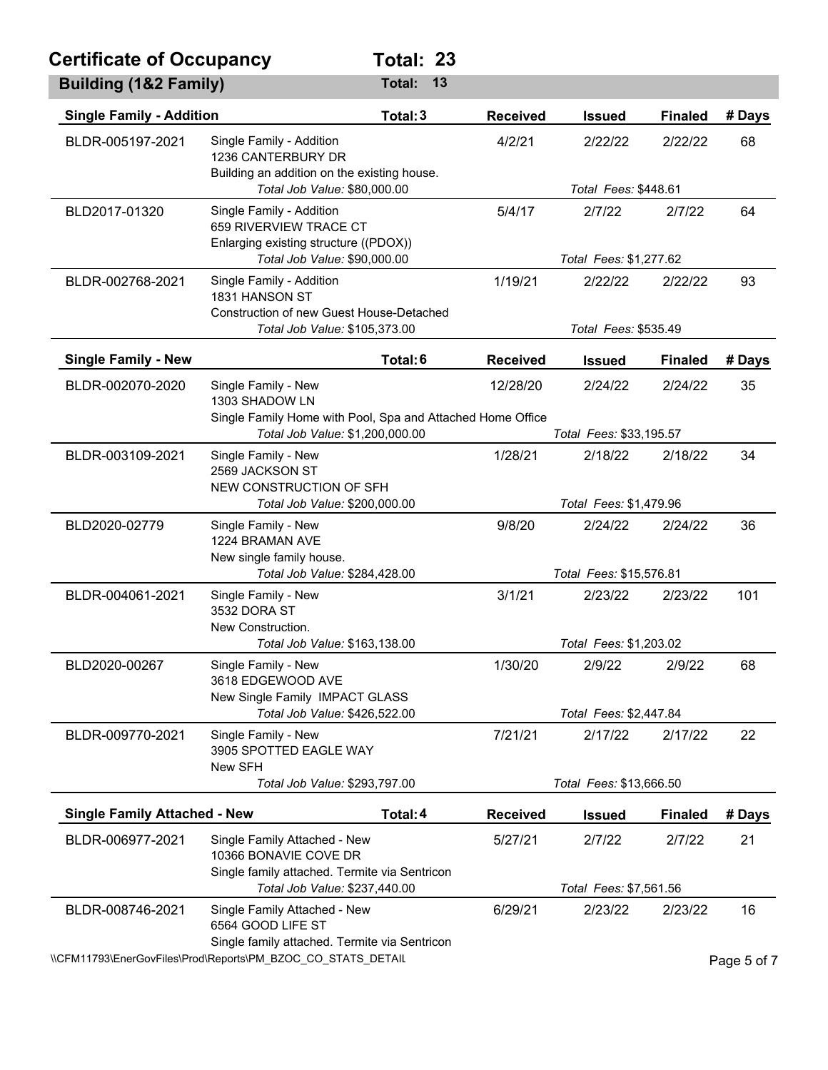# Certificate of Occupancy — Total: 23

## Building (1&2 Family) — Total: 13

### Single Family - Addition — Total: 3

| Permit | Description | Received | Issued | Finaled | # Days |
|---|---|---|---|---|---|
| BLDR-005197-2021 | Single Family - Addition<br>1236 CANTERBURY DR<br>Building an addition on the existing house.<br>*Total Job Value:* $80,000.00 | 4/2/21 | 2/22/22<br>*Total Fees:* $448.61 | 2/22/22 | 68 |
| BLD2017-01320 | Single Family - Addition<br>659 RIVERVIEW TRACE CT<br>Enlarging existing structure ((PDOX))<br>*Total Job Value:* $90,000.00 | 5/4/17 | 2/7/22<br>*Total Fees:* $1,277.62 | 2/7/22 | 64 |
| BLDR-002768-2021 | Single Family - Addition<br>1831 HANSON ST<br>Construction of new Guest House-Detached<br>*Total Job Value:* $105,373.00 | 1/19/21 | 2/22/22<br>*Total Fees:* $535.49 | 2/22/22 | 93 |

### Single Family - New — Total: 6

| Permit | Description | Received | Issued | Finaled | # Days |
|---|---|---|---|---|---|
| BLDR-002070-2020 | Single Family - New<br>1303 SHADOW LN<br>Single Family Home with Pool, Spa and Attached Home Office<br>*Total Job Value:* $1,200,000.00 | 12/28/20 | 2/24/22<br>*Total Fees:* $33,195.57 | 2/24/22 | 35 |
| BLDR-003109-2021 | Single Family - New<br>2569 JACKSON ST<br>NEW CONSTRUCTION OF SFH<br>*Total Job Value:* $200,000.00 | 1/28/21 | 2/18/22<br>*Total Fees:* $1,479.96 | 2/18/22 | 34 |
| BLD2020-02779 | Single Family - New<br>1224 BRAMAN AVE<br>New single family house.<br>*Total Job Value:* $284,428.00 | 9/8/20 | 2/24/22<br>*Total Fees:* $15,576.81 | 2/24/22 | 36 |
| BLDR-004061-2021 | Single Family - New<br>3532 DORA ST<br>New Construction.<br>*Total Job Value:* $163,138.00 | 3/1/21 | 2/23/22<br>*Total Fees:* $1,203.02 | 2/23/22 | 101 |
| BLD2020-00267 | Single Family - New<br>3618 EDGEWOOD AVE<br>New Single Family IMPACT GLASS<br>*Total Job Value:* $426,522.00 | 1/30/20 | 2/9/22<br>*Total Fees:* $2,447.84 | 2/9/22 | 68 |
| BLDR-009770-2021 | Single Family - New<br>3905 SPOTTED EAGLE WAY<br>New SFH<br>*Total Job Value:* $293,797.00 | 7/21/21 | 2/17/22<br>*Total Fees:* $13,666.50 | 2/17/22 | 22 |

### Single Family Attached - New — Total: 4

| Permit | Description | Received | Issued | Finaled | # Days |
|---|---|---|---|---|---|
| BLDR-006977-2021 | Single Family Attached - New<br>10366 BONAVIE COVE DR<br>Single family attached. Termite via Sentricon<br>*Total Job Value:* $237,440.00 | 5/27/21 | 2/7/22<br>*Total Fees:* $7,561.56 | 2/7/22 | 21 |
| BLDR-008746-2021 | Single Family Attached - New<br>6564 GOOD LIFE ST<br>Single family attached. Termite via Sentricon | 6/29/21 | 2/23/22 | 2/23/22 | 16 |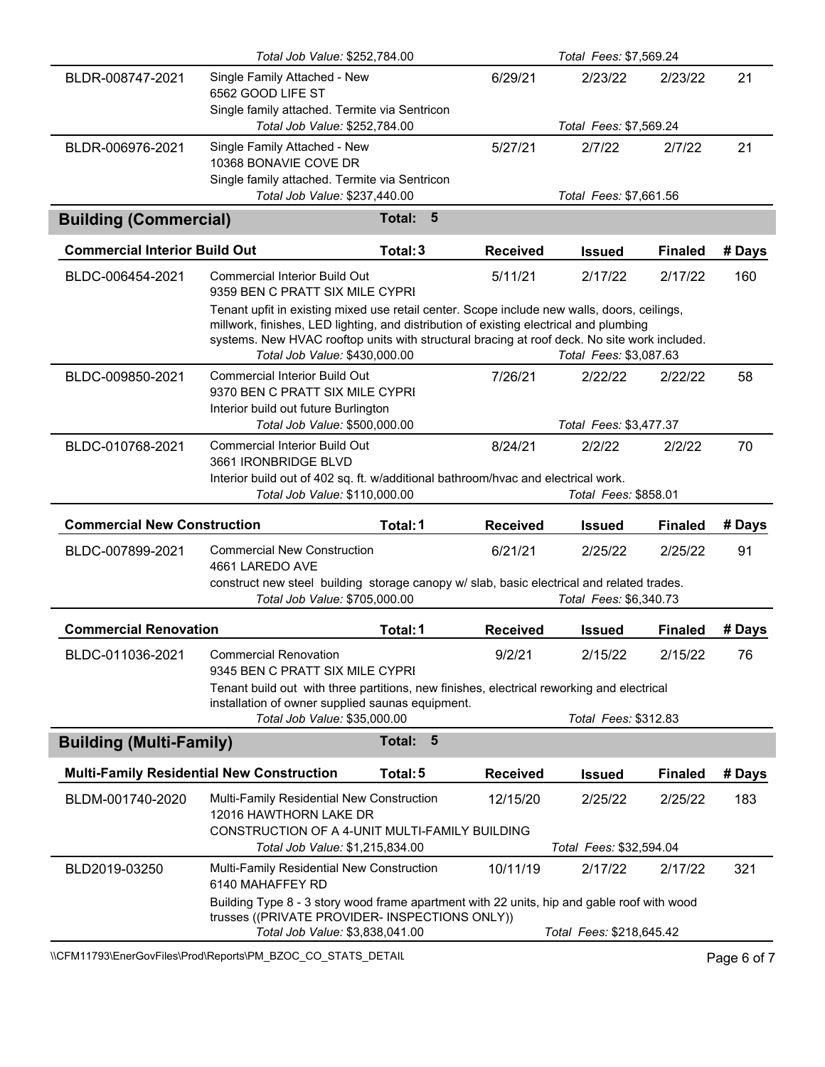*Total Job Value: $252,784.00* — *Total Fees: $7,569.24*

| Permit | Description | Received | Issued | Finaled | # Days |
|---|---|---|---|---|---|
| BLDR-008747-2021 | Single Family Attached - New<br>6562 GOOD LIFE ST<br>Single family attached. Termite via Sentricon<br>*Total Job Value: $252,784.00* — *Total Fees: $7,569.24* | 6/29/21 | 2/23/22 | 2/23/22 | 21 |
| BLDR-006976-2021 | Single Family Attached - New<br>10368 BONAVIE COVE DR<br>Single family attached. Termite via Sentricon<br>*Total Job Value: $237,440.00* — *Total Fees: $7,661.56* | 5/27/21 | 2/7/22 | 2/7/22 | 21 |

## Building (Commercial) — Total: 5

### Commercial Interior Build Out — Total: 3

| Permit | Description | Received | Issued | Finaled | # Days |
|---|---|---|---|---|---|
| BLDC-006454-2021 | Commercial Interior Build Out<br>9359 BEN C PRATT SIX MILE CYPRI<br>Tenant upfit in existing mixed use retail center. Scope include new walls, doors, ceilings, millwork, finishes, LED lighting, and distribution of existing electrical and plumbing systems. New HVAC rooftop units with structural bracing at roof deck. No site work included.<br>*Total Job Value: $430,000.00* — *Total Fees: $3,087.63* | 5/11/21 | 2/17/22 | 2/17/22 | 160 |
| BLDC-009850-2021 | Commercial Interior Build Out<br>9370 BEN C PRATT SIX MILE CYPRI<br>Interior build out future Burlington<br>*Total Job Value: $500,000.00* — *Total Fees: $3,477.37* | 7/26/21 | 2/22/22 | 2/22/22 | 58 |
| BLDC-010768-2021 | Commercial Interior Build Out<br>3661 IRONBRIDGE BLVD<br>Interior build out of 402 sq. ft. w/additional bathroom/hvac and electrical work.<br>*Total Job Value: $110,000.00* — *Total Fees: $858.01* | 8/24/21 | 2/2/22 | 2/2/22 | 70 |

### Commercial New Construction — Total: 1

| Permit | Description | Received | Issued | Finaled | # Days |
|---|---|---|---|---|---|
| BLDC-007899-2021 | Commercial New Construction<br>4661 LAREDO AVE<br>construct new steel building storage canopy w/ slab, basic electrical and related trades.<br>*Total Job Value: $705,000.00* — *Total Fees: $6,340.73* | 6/21/21 | 2/25/22 | 2/25/22 | 91 |

### Commercial Renovation — Total: 1

| Permit | Description | Received | Issued | Finaled | # Days |
|---|---|---|---|---|---|
| BLDC-011036-2021 | Commercial Renovation<br>9345 BEN C PRATT SIX MILE CYPRI<br>Tenant build out with three partitions, new finishes, electrical reworking and electrical installation of owner supplied saunas equipment.<br>*Total Job Value: $35,000.00* — *Total Fees: $312.83* | 9/2/21 | 2/15/22 | 2/15/22 | 76 |

## Building (Multi-Family) — Total: 5

### Multi-Family Residential New Construction — Total: 5

| Permit | Description | Received | Issued | Finaled | # Days |
|---|---|---|---|---|---|
| BLDM-001740-2020 | Multi-Family Residential New Construction<br>12016 HAWTHORN LAKE DR<br>CONSTRUCTION OF A 4-UNIT MULTI-FAMILY BUILDING<br>*Total Job Value: $1,215,834.00* — *Total Fees: $32,594.04* | 12/15/20 | 2/25/22 | 2/25/22 | 183 |
| BLD2019-03250 | Multi-Family Residential New Construction<br>6140 MAHAFFEY RD<br>Building Type 8 - 3 story wood frame apartment with 22 units, hip and gable roof with wood trusses ((PRIVATE PROVIDER- INSPECTIONS ONLY))<br>*Total Job Value: $3,838,041.00* — *Total Fees: $218,645.42* | 10/11/19 | 2/17/22 | 2/17/22 | 321 |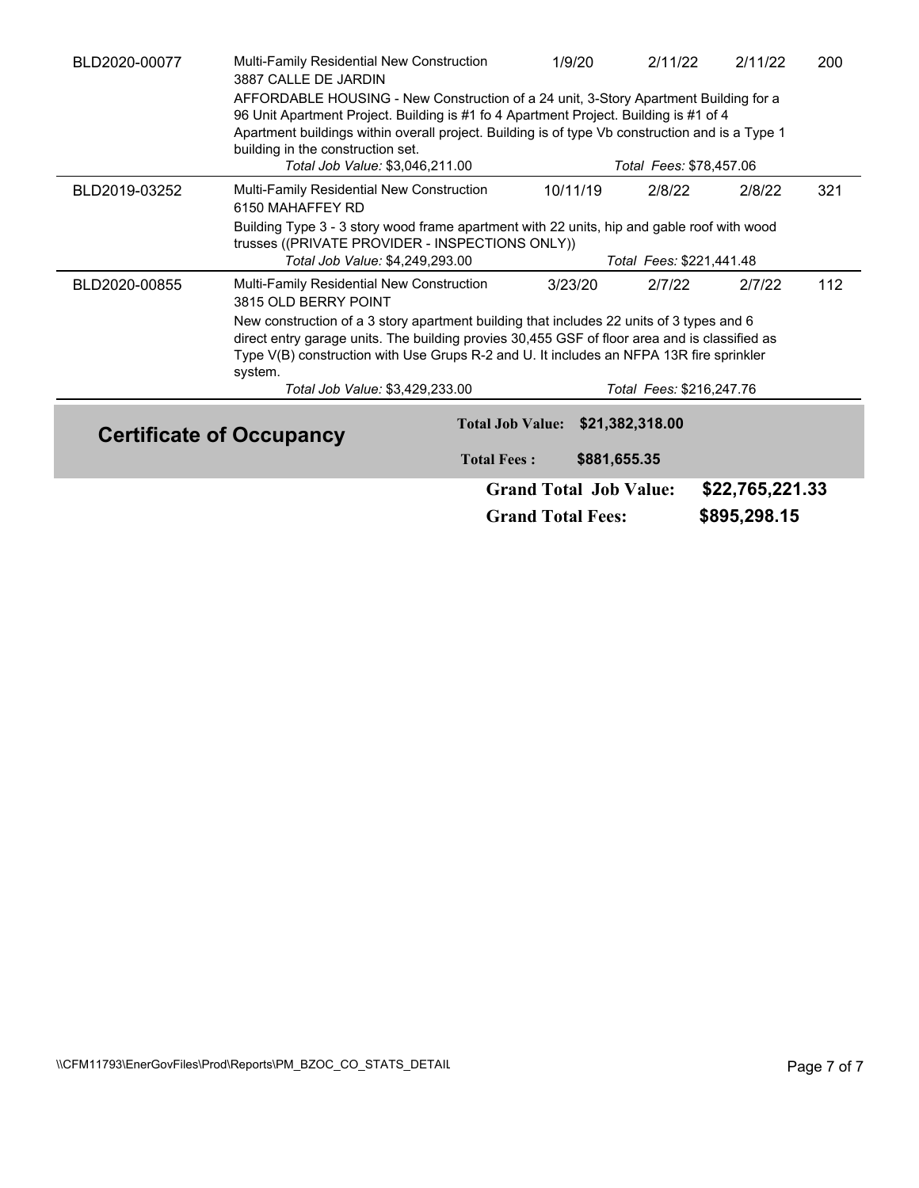| | | | | | |
|---|---|---|---|---|---|
| BLD2020-00077 | Multi-Family Residential New Construction<br>3887 CALLE DE JARDIN | 1/9/20 | 2/11/22 | 2/11/22 | 200 |
| | AFFORDABLE HOUSING - New Construction of a 24 unit, 3-Story Apartment Building for a 96 Unit Apartment Project. Building is #1 fo 4 Apartment Project. Building is #1 of 4 Apartment buildings within overall project. Building is of type Vb construction and is a Type 1 building in the construction set. | | | | |
| | *Total Job Value:* $3,046,211.00 | | *Total Fees:* $78,457.06 | | |
| BLD2019-03252 | Multi-Family Residential New Construction<br>6150 MAHAFFEY RD | 10/11/19 | 2/8/22 | 2/8/22 | 321 |
| | Building Type 3 - 3 story wood frame apartment with 22 units, hip and gable roof with wood trusses ((PRIVATE PROVIDER - INSPECTIONS ONLY)) | | | | |
| | *Total Job Value:* $4,249,293.00 | | *Total Fees:* $221,441.48 | | |
| BLD2020-00855 | Multi-Family Residential New Construction<br>3815 OLD BERRY POINT | 3/23/20 | 2/7/22 | 2/7/22 | 112 |
| | New construction of a 3 story apartment building that includes 22 units of 3 types and 6 direct entry garage units. The building provies 30,455 GSF of floor area and is classified as Type V(B) construction with Use Grups R-2 and U. It includes an NFPA 13R fire sprinkler system. | | | | |
| | *Total Job Value:* $3,429,233.00 | | *Total Fees:* $216,247.76 | | |

## Certificate of Occupancy

**Total Job Value:** **$21,382,318.00**

**Total Fees :** **$881,655.35**

**Grand Total Job Value:** **$22,765,221.33**

**Grand Total Fees:** **$895,298.15**

\\CFM11793\EnerGovFiles\Prod\Reports\PM_BZOC_CO_STATS_DETAIL